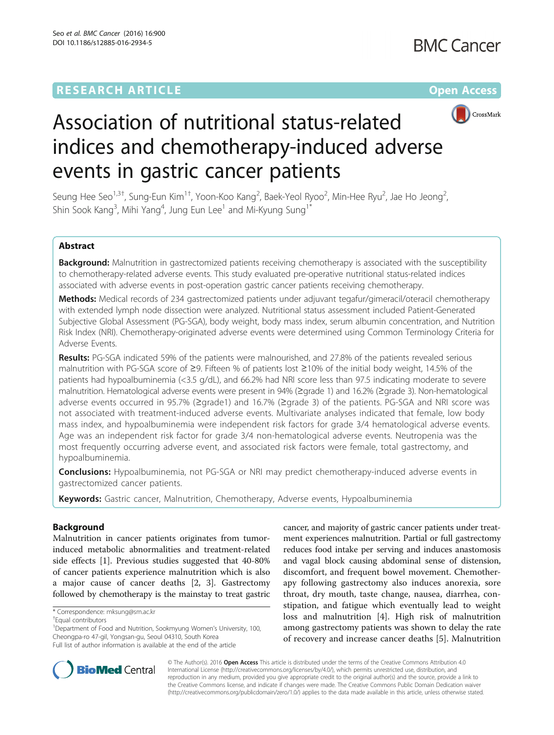RESEARCH ARTICLE Open Access

# Association of nutritional status-related indices and chemotherapy-induced adverse events in gastric cancer patients

Seung Hee Seo[1,3†], Sung-Eun Kim[1†], Yoon-Koo Kang[2], Baek-Yeol Ryoo[2], Min-Hee Ryu[2], Jae Ho Jeong[2], Shin Sook Kang[3], Mihi Yang[4], Jung Eun Lee[1] and Mi-Kyung Sung[1*]

## Abstract

**Background:** Malnutrition in gastrectomized patients receiving chemotherapy is associated with the susceptibility to chemotherapy-related adverse events. This study evaluated pre-operative nutritional status-related indices associated with adverse events in post-operation gastric cancer patients receiving chemotherapy.

**Methods:** Medical records of 234 gastrectomized patients under adjuvant tegafur/gimeracil/oteracil chemotherapy with extended lymph node dissection were analyzed. Nutritional status assessment included Patient-Generated Subjective Global Assessment (PG-SGA), body weight, body mass index, serum albumin concentration, and Nutrition Risk Index (NRI). Chemotherapy-originated adverse events were determined using Common Terminology Criteria for Adverse Events.

**Results:** PG-SGA indicated 59% of the patients were malnourished, and 27.8% of the patients revealed serious malnutrition with PG-SGA score of ≥9. Fifteen % of patients lost ≥10% of the initial body weight, 14.5% of the patients had hypoalbuminemia (<3.5 g/dL), and 66.2% had NRI score less than 97.5 indicating moderate to severe malnutrition. Hematological adverse events were present in 94% (≥grade 1) and 16.2% (≥grade 3). Non-hematological adverse events occurred in 95.7% (≥grade1) and 16.7% (≥grade 3) of the patients. PG-SGA and NRI score was not associated with treatment-induced adverse events. Multivariate analyses indicated that female, low body mass index, and hypoalbuminemia were independent risk factors for grade 3/4 hematological adverse events. Age was an independent risk factor for grade 3/4 non-hematological adverse events. Neutropenia was the most frequently occurring adverse event, and associated risk factors were female, total gastrectomy, and hypoalbuminemia.

**Conclusions:** Hypoalbuminemia, not PG-SGA or NRI may predict chemotherapy-induced adverse events in gastrectomized cancer patients.

**Keywords:** Gastric cancer, Malnutrition, Chemotherapy, Adverse events, Hypoalbuminemia

## Background

Malnutrition in cancer patients originates from tumor-induced metabolic abnormalities and treatment-related side effects [1]. Previous studies suggested that 40-80% of cancer patients experience malnutrition which is also a major cause of cancer deaths [2, 3]. Gastrectomy followed by chemotherapy is the mainstay to treat gastric cancer, and majority of gastric cancer patients under treatment experiences malnutrition. Partial or full gastrectomy reduces food intake per serving and induces anastomosis and vagal block causing abdominal sense of distension, discomfort, and frequent bowel movement. Chemotherapy following gastrectomy also induces anorexia, sore throat, dry mouth, taste change, nausea, diarrhea, constipation, and fatigue which eventually lead to weight loss and malnutrition [4]. High risk of malnutrition among gastrectomy patients was shown to delay the rate of recovery and increase cancer deaths [5]. Malnutrition

\* Correspondence: mksung@sm.ac.kr
†Equal contributors
[1]Department of Food and Nutrition, Sookmyung Women's University, 100, Cheongpa-ro 47-gil, Yongsan-gu, Seoul 04310, South Korea
Full list of author information is available at the end of the article

© The Author(s). 2016 **Open Access** This article is distributed under the terms of the Creative Commons Attribution 4.0 International License (http://creativecommons.org/licenses/by/4.0/), which permits unrestricted use, distribution, and reproduction in any medium, provided you give appropriate credit to the original author(s) and the source, provide a link to the Creative Commons license, and indicate if changes were made. The Creative Commons Public Domain Dedication waiver (http://creativecommons.org/publicdomain/zero/1.0/) applies to the data made available in this article, unless otherwise stated.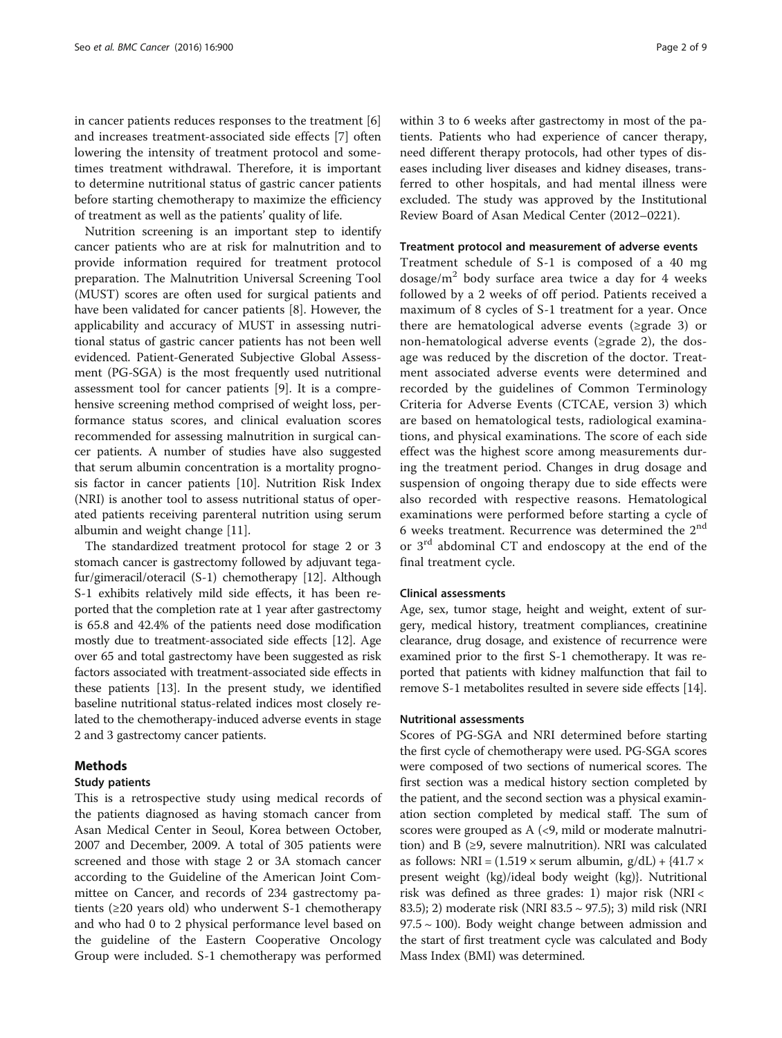in cancer patients reduces responses to the treatment [6] and increases treatment-associated side effects [7] often lowering the intensity of treatment protocol and sometimes treatment withdrawal. Therefore, it is important to determine nutritional status of gastric cancer patients before starting chemotherapy to maximize the efficiency of treatment as well as the patients' quality of life.

Nutrition screening is an important step to identify cancer patients who are at risk for malnutrition and to provide information required for treatment protocol preparation. The Malnutrition Universal Screening Tool (MUST) scores are often used for surgical patients and have been validated for cancer patients [8]. However, the applicability and accuracy of MUST in assessing nutritional status of gastric cancer patients has not been well evidenced. Patient-Generated Subjective Global Assessment (PG-SGA) is the most frequently used nutritional assessment tool for cancer patients [9]. It is a comprehensive screening method comprised of weight loss, performance status scores, and clinical evaluation scores recommended for assessing malnutrition in surgical cancer patients. A number of studies have also suggested that serum albumin concentration is a mortality prognosis factor in cancer patients [10]. Nutrition Risk Index (NRI) is another tool to assess nutritional status of operated patients receiving parenteral nutrition using serum albumin and weight change [11].

The standardized treatment protocol for stage 2 or 3 stomach cancer is gastrectomy followed by adjuvant tegafur/gimeracil/oteracil (S-1) chemotherapy [12]. Although S-1 exhibits relatively mild side effects, it has been reported that the completion rate at 1 year after gastrectomy is 65.8 and 42.4% of the patients need dose modification mostly due to treatment-associated side effects [12]. Age over 65 and total gastrectomy have been suggested as risk factors associated with treatment-associated side effects in these patients [13]. In the present study, we identified baseline nutritional status-related indices most closely related to the chemotherapy-induced adverse events in stage 2 and 3 gastrectomy cancer patients.

## Methods

### Study patients

This is a retrospective study using medical records of the patients diagnosed as having stomach cancer from Asan Medical Center in Seoul, Korea between October, 2007 and December, 2009. A total of 305 patients were screened and those with stage 2 or 3A stomach cancer according to the Guideline of the American Joint Committee on Cancer, and records of 234 gastrectomy patients (≥20 years old) who underwent S-1 chemotherapy and who had 0 to 2 physical performance level based on the guideline of the Eastern Cooperative Oncology Group were included. S-1 chemotherapy was performed within 3 to 6 weeks after gastrectomy in most of the patients. Patients who had experience of cancer therapy, need different therapy protocols, had other types of diseases including liver diseases and kidney diseases, transferred to other hospitals, and had mental illness were excluded. The study was approved by the Institutional Review Board of Asan Medical Center (2012–0221).

### Treatment protocol and measurement of adverse events

Treatment schedule of S-1 is composed of a 40 mg dosage/$m^2$ body surface area twice a day for 4 weeks followed by a 2 weeks of off period. Patients received a maximum of 8 cycles of S-1 treatment for a year. Once there are hematological adverse events (≥grade 3) or non-hematological adverse events (≥grade 2), the dosage was reduced by the discretion of the doctor. Treatment associated adverse events were determined and recorded by the guidelines of Common Terminology Criteria for Adverse Events (CTCAE, version 3) which are based on hematological tests, radiological examinations, and physical examinations. The score of each side effect was the highest score among measurements during the treatment period. Changes in drug dosage and suspension of ongoing therapy due to side effects were also recorded with respective reasons. Hematological examinations were performed before starting a cycle of 6 weeks treatment. Recurrence was determined the $2^{nd}$ or $3^{rd}$ abdominal CT and endoscopy at the end of the final treatment cycle.

### Clinical assessments

Age, sex, tumor stage, height and weight, extent of surgery, medical history, treatment compliances, creatinine clearance, drug dosage, and existence of recurrence were examined prior to the first S-1 chemotherapy. It was reported that patients with kidney malfunction that fail to remove S-1 metabolites resulted in severe side effects [14].

### Nutritional assessments

Scores of PG-SGA and NRI determined before starting the first cycle of chemotherapy were used. PG-SGA scores were composed of two sections of numerical scores. The first section was a medical history section completed by the patient, and the second section was a physical examination section completed by medical staff. The sum of scores were grouped as A (<9, mild or moderate malnutrition) and B (≥9, severe malnutrition). NRI was calculated as follows: NRI = (1.519 × serum albumin, g/dL) + {41.7 × present weight (kg)/ideal body weight (kg)}. Nutritional risk was defined as three grades: 1) major risk (NRI < 83.5); 2) moderate risk (NRI 83.5 ~ 97.5); 3) mild risk (NRI 97.5 ~ 100). Body weight change between admission and the start of first treatment cycle was calculated and Body Mass Index (BMI) was determined.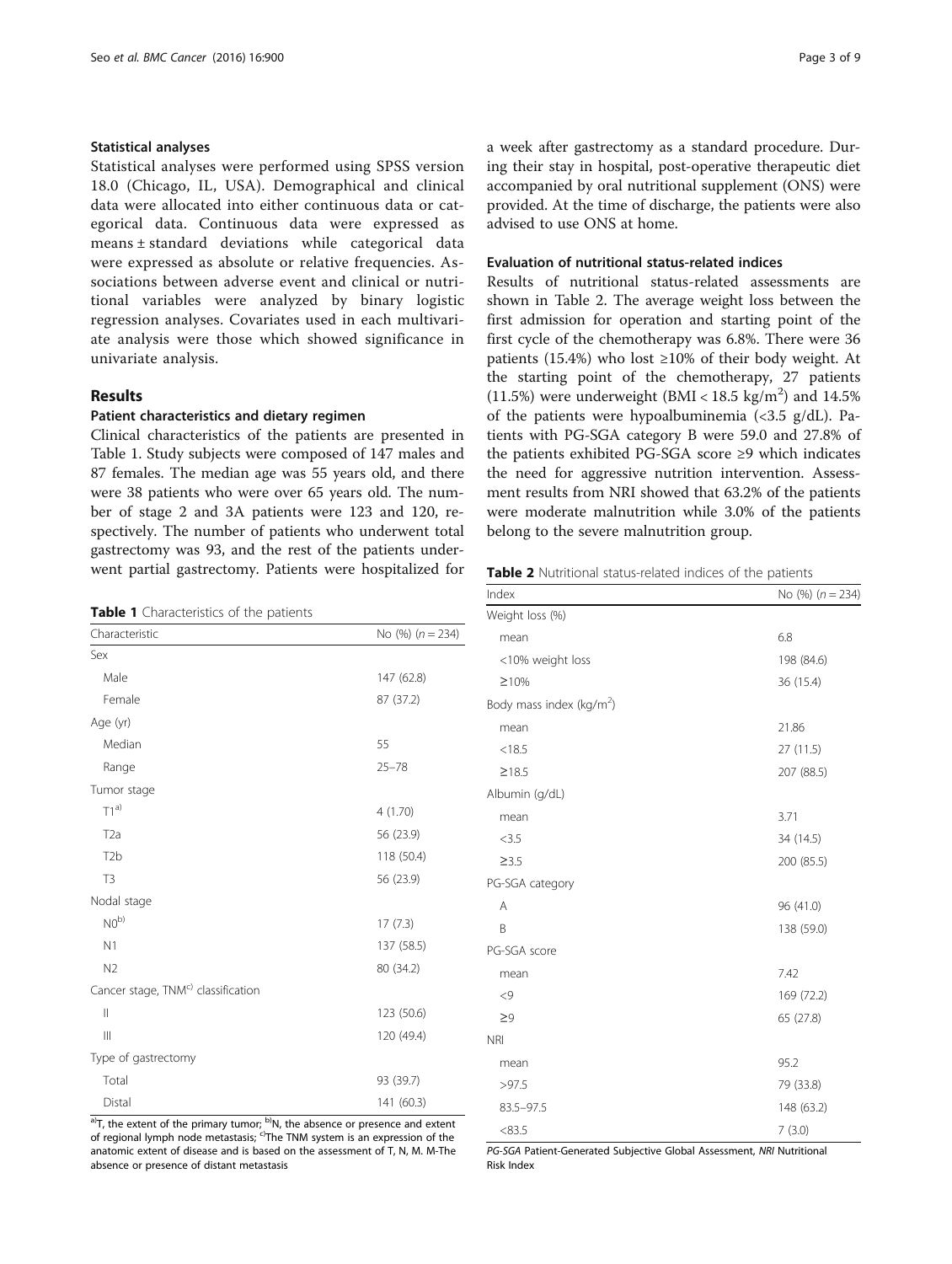### Statistical analyses

Statistical analyses were performed using SPSS version 18.0 (Chicago, IL, USA). Demographical and clinical data were allocated into either continuous data or categorical data. Continuous data were expressed as means ± standard deviations while categorical data were expressed as absolute or relative frequencies. Associations between adverse event and clinical or nutritional variables were analyzed by binary logistic regression analyses. Covariates used in each multivariate analysis were those which showed significance in univariate analysis.

## Results

### Patient characteristics and dietary regimen

Clinical characteristics of the patients are presented in Table 1. Study subjects were composed of 147 males and 87 females. The median age was 55 years old, and there were 38 patients who were over 65 years old. The number of stage 2 and 3A patients were 123 and 120, respectively. The number of patients who underwent total gastrectomy was 93, and the rest of the patients underwent partial gastrectomy. Patients were hospitalized for a week after gastrectomy as a standard procedure. During their stay in hospital, post-operative therapeutic diet accompanied by oral nutritional supplement (ONS) were provided. At the time of discharge, the patients were also advised to use ONS at home.

**Table 1** Characteristics of the patients

| Characteristic | No (%) (*n* = 234) |
|---|---|
| Sex | |
| Male | 147 (62.8) |
| Female | 87 (37.2) |
| Age (yr) | |
| Median | 55 |
| Range | 25–78 |
| Tumor stage | |
| T1[a)] | 4 (1.70) |
| T2a | 56 (23.9) |
| T2b | 118 (50.4) |
| T3 | 56 (23.9) |
| Nodal stage | |
| N0[b)] | 17 (7.3) |
| N1 | 137 (58.5) |
| N2 | 80 (34.2) |
| Cancer stage, TNM[c)] classification | |
| II | 123 (50.6) |
| III | 120 (49.4) |
| Type of gastrectomy | |
| Total | 93 (39.7) |
| Distal | 141 (60.3) |

[a)]T, the extent of the primary tumor; [b)]N, the absence or presence and extent of regional lymph node metastasis; [c)]The TNM system is an expression of the anatomic extent of disease and is based on the assessment of T, N, M. M-The absence or presence of distant metastasis

### Evaluation of nutritional status-related indices

Results of nutritional status-related assessments are shown in Table 2. The average weight loss between the first admission for operation and starting point of the first cycle of the chemotherapy was 6.8%. There were 36 patients (15.4%) who lost ≥10% of their body weight. At the starting point of the chemotherapy, 27 patients (11.5%) were underweight (BMI < 18.5 kg/m$^2$) and 14.5% of the patients were hypoalbuminemia (<3.5 g/dL). Patients with PG-SGA category B were 59.0 and 27.8% of the patients exhibited PG-SGA score ≥9 which indicates the need for aggressive nutrition intervention. Assessment results from NRI showed that 63.2% of the patients were moderate malnutrition while 3.0% of the patients belong to the severe malnutrition group.

**Table 2** Nutritional status-related indices of the patients

| Index | No (%) (*n* = 234) |
|---|---|
| Weight loss (%) | |
| mean | 6.8 |
| <10% weight loss | 198 (84.6) |
| ≥10% | 36 (15.4) |
| Body mass index (kg/m$^2$) | |
| mean | 21.86 |
| <18.5 | 27 (11.5) |
| ≥18.5 | 207 (88.5) |
| Albumin (g/dL) | |
| mean | 3.71 |
| <3.5 | 34 (14.5) |
| ≥3.5 | 200 (85.5) |
| PG-SGA category | |
| A | 96 (41.0) |
| B | 138 (59.0) |
| PG-SGA score | |
| mean | 7.42 |
| <9 | 169 (72.2) |
| ≥9 | 65 (27.8) |
| NRI | |
| mean | 95.2 |
| >97.5 | 79 (33.8) |
| 83.5–97.5 | 148 (63.2) |
| <83.5 | 7 (3.0) |

*PG-SGA* Patient-Generated Subjective Global Assessment, *NRI* Nutritional Risk Index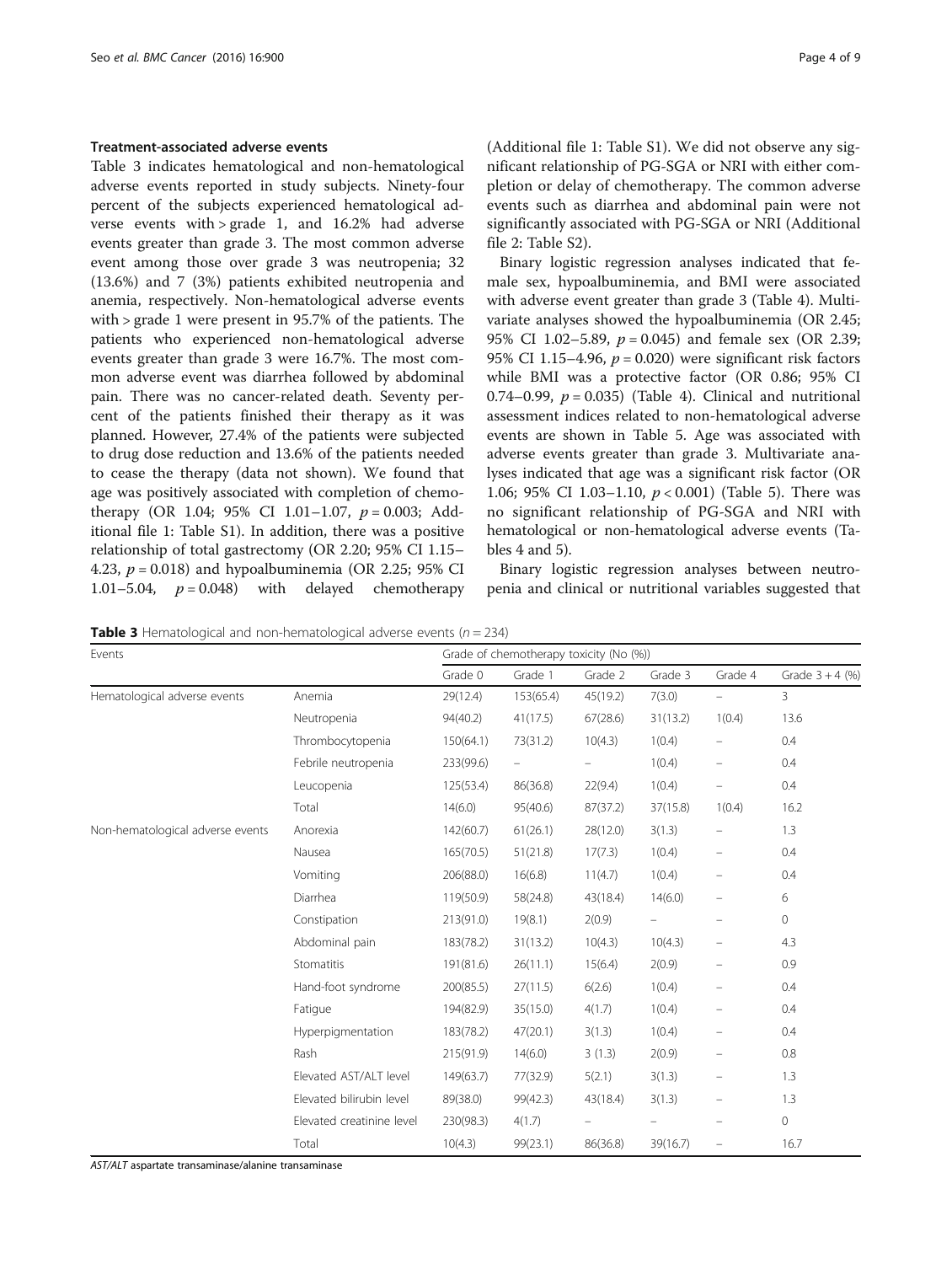### Treatment-associated adverse events

Table 3 indicates hematological and non-hematological adverse events reported in study subjects. Ninety-four percent of the subjects experienced hematological adverse events with > grade 1, and 16.2% had adverse events greater than grade 3. The most common adverse event among those over grade 3 was neutropenia; 32 (13.6%) and 7 (3%) patients exhibited neutropenia and anemia, respectively. Non-hematological adverse events with > grade 1 were present in 95.7% of the patients. The patients who experienced non-hematological adverse events greater than grade 3 were 16.7%. The most common adverse event was diarrhea followed by abdominal pain. There was no cancer-related death. Seventy percent of the patients finished their therapy as it was planned. However, 27.4% of the patients were subjected to drug dose reduction and 13.6% of the patients needed to cease the therapy (data not shown). We found that age was positively associated with completion of chemotherapy (OR 1.04; 95% CI 1.01–1.07, $p = 0.003$; Additional file 1: Table S1). In addition, there was a positive relationship of total gastrectomy (OR 2.20; 95% CI 1.15–4.23, $p = 0.018$) and hypoalbuminemia (OR 2.25; 95% CI 1.01–5.04, $p = 0.048$) with delayed chemotherapy (Additional file 1: Table S1). We did not observe any significant relationship of PG-SGA or NRI with either completion or delay of chemotherapy. The common adverse events such as diarrhea and abdominal pain were not significantly associated with PG-SGA or NRI (Additional file 2: Table S2).

Binary logistic regression analyses indicated that female sex, hypoalbuminemia, and BMI were associated with adverse event greater than grade 3 (Table 4). Multivariate analyses showed the hypoalbuminemia (OR 2.45; 95% CI 1.02–5.89, $p = 0.045$) and female sex (OR 2.39; 95% CI 1.15–4.96, $p = 0.020$) were significant risk factors while BMI was a protective factor (OR 0.86; 95% CI 0.74–0.99, $p = 0.035$) (Table 4). Clinical and nutritional assessment indices related to non-hematological adverse events are shown in Table 5. Age was associated with adverse events greater than grade 3. Multivariate analyses indicated that age was a significant risk factor (OR 1.06; 95% CI 1.03–1.10, $p < 0.001$) (Table 5). There was no significant relationship of PG-SGA and NRI with hematological or non-hematological adverse events (Tables 4 and 5).

Binary logistic regression analyses between neutropenia and clinical or nutritional variables suggested that

**Table 3** Hematological and non-hematological adverse events ($n = 234$)

| Events | | Grade of chemotherapy toxicity (No (%)) | | | | | |
|---|---|---|---|---|---|---|---|
| | | Grade 0 | Grade 1 | Grade 2 | Grade 3 | Grade 4 | Grade 3 + 4 (%) |
| Hematological adverse events | Anemia | 29(12.4) | 153(65.4) | 45(19.2) | 7(3.0) | – | 3 |
| | Neutropenia | 94(40.2) | 41(17.5) | 67(28.6) | 31(13.2) | 1(0.4) | 13.6 |
| | Thrombocytopenia | 150(64.1) | 73(31.2) | 10(4.3) | 1(0.4) | – | 0.4 |
| | Febrile neutropenia | 233(99.6) | – | – | 1(0.4) | – | 0.4 |
| | Leucopenia | 125(53.4) | 86(36.8) | 22(9.4) | 1(0.4) | – | 0.4 |
| | Total | 14(6.0) | 95(40.6) | 87(37.2) | 37(15.8) | 1(0.4) | 16.2 |
| Non-hematological adverse events | Anorexia | 142(60.7) | 61(26.1) | 28(12.0) | 3(1.3) | – | 1.3 |
| | Nausea | 165(70.5) | 51(21.8) | 17(7.3) | 1(0.4) | – | 0.4 |
| | Vomiting | 206(88.0) | 16(6.8) | 11(4.7) | 1(0.4) | – | 0.4 |
| | Diarrhea | 119(50.9) | 58(24.8) | 43(18.4) | 14(6.0) | – | 6 |
| | Constipation | 213(91.0) | 19(8.1) | 2(0.9) | – | – | 0 |
| | Abdominal pain | 183(78.2) | 31(13.2) | 10(4.3) | 10(4.3) | – | 4.3 |
| | Stomatitis | 191(81.6) | 26(11.1) | 15(6.4) | 2(0.9) | – | 0.9 |
| | Hand-foot syndrome | 200(85.5) | 27(11.5) | 6(2.6) | 1(0.4) | – | 0.4 |
| | Fatigue | 194(82.9) | 35(15.0) | 4(1.7) | 1(0.4) | – | 0.4 |
| | Hyperpigmentation | 183(78.2) | 47(20.1) | 3(1.3) | 1(0.4) | – | 0.4 |
| | Rash | 215(91.9) | 14(6.0) | 3 (1.3) | 2(0.9) | – | 0.8 |
| | Elevated AST/ALT level | 149(63.7) | 77(32.9) | 5(2.1) | 3(1.3) | – | 1.3 |
| | Elevated bilirubin level | 89(38.0) | 99(42.3) | 43(18.4) | 3(1.3) | – | 1.3 |
| | Elevated creatinine level | 230(98.3) | 4(1.7) | – | – | – | 0 |
| | Total | 10(4.3) | 99(23.1) | 86(36.8) | 39(16.7) | – | 16.7 |

*AST/ALT* aspartate transaminase/alanine transaminase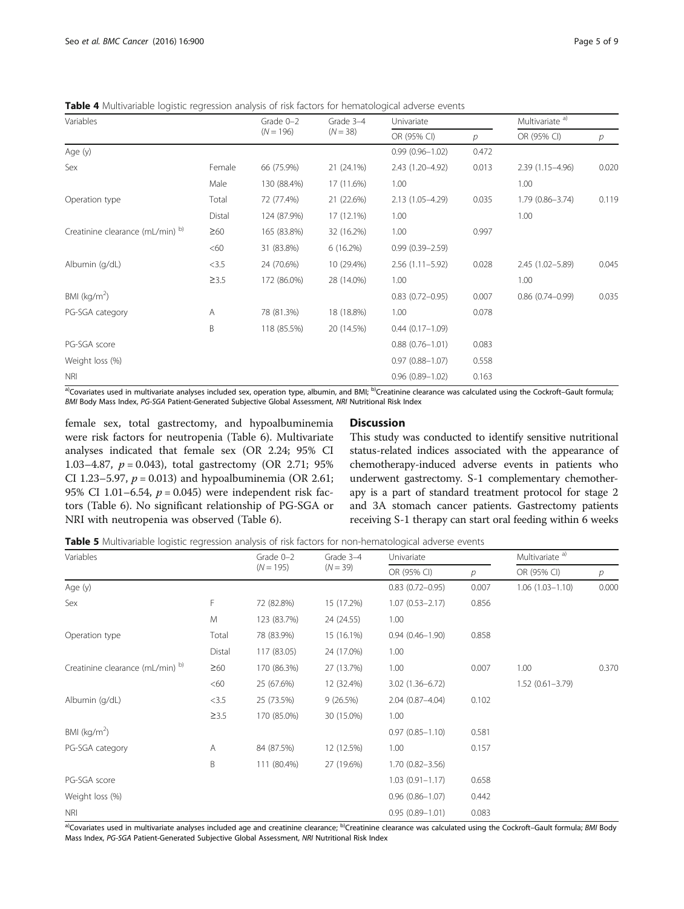**Table 4** Multivariable logistic regression analysis of risk factors for hematological adverse events

| Variables | | Grade 0–2 ($N$ = 196) | Grade 3–4 ($N$ = 38) | Univariate | | Multivariate [a] | |
|---|---|---|---|---|---|---|---|
| | | | | OR (95% CI) | $p$ | OR (95% CI) | $p$ |
| Age (y) | | | | 0.99 (0.96–1.02) | 0.472 | | |
| Sex | Female | 66 (75.9%) | 21 (24.1%) | 2.43 (1.20–4.92) | 0.013 | 2.39 (1.15–4.96) | 0.020 |
| | Male | 130 (88.4%) | 17 (11.6%) | 1.00 | | 1.00 | |
| Operation type | Total | 72 (77.4%) | 21 (22.6%) | 2.13 (1.05–4.29) | 0.035 | 1.79 (0.86–3.74) | 0.119 |
| | Distal | 124 (87.9%) | 17 (12.1%) | 1.00 | | 1.00 | |
| Creatinine clearance (mL/min) [b] | ≥60 | 165 (83.8%) | 32 (16.2%) | 1.00 | 0.997 | | |
| | <60 | 31 (83.8%) | 6 (16.2%) | 0.99 (0.39–2.59) | | | |
| Albumin (g/dL) | <3.5 | 24 (70.6%) | 10 (29.4%) | 2.56 (1.11–5.92) | 0.028 | 2.45 (1.02–5.89) | 0.045 |
| | ≥3.5 | 172 (86.0%) | 28 (14.0%) | 1.00 | | 1.00 | |
| BMI (kg/m$^2$) | | | | 0.83 (0.72–0.95) | 0.007 | 0.86 (0.74–0.99) | 0.035 |
| PG-SGA category | A | 78 (81.3%) | 18 (18.8%) | 1.00 | 0.078 | | |
| | B | 118 (85.5%) | 20 (14.5%) | 0.44 (0.17–1.09) | | | |
| PG-SGA score | | | | 0.88 (0.76–1.01) | 0.083 | | |
| Weight loss (%) | | | | 0.97 (0.88–1.07) | 0.558 | | |
| NRI | | | | 0.96 (0.89–1.02) | 0.163 | | |

[a]Covariates used in multivariate analyses included sex, operation type, albumin, and BMI; [b]Creatinine clearance was calculated using the Cockroft–Gault formula; *BMI* Body Mass Index, *PG-SGA* Patient-Generated Subjective Global Assessment, *NRI* Nutritional Risk Index

female sex, total gastrectomy, and hypoalbuminemia were risk factors for neutropenia (Table 6). Multivariate analyses indicated that female sex (OR 2.24; 95% CI 1.03–4.87, $p = 0.043$), total gastrectomy (OR 2.71; 95% CI 1.23–5.97, $p = 0.013$) and hypoalbuminemia (OR 2.61; 95% CI 1.01–6.54, $p = 0.045$) were independent risk factors (Table 6). No significant relationship of PG-SGA or NRI with neutropenia was observed (Table 6).

## Discussion

This study was conducted to identify sensitive nutritional status-related indices associated with the appearance of chemotherapy-induced adverse events in patients who underwent gastrectomy. S-1 complementary chemotherapy is a part of standard treatment protocol for stage 2 and 3A stomach cancer patients. Gastrectomy patients receiving S-1 therapy can start oral feeding within 6 weeks

**Table 5** Multivariable logistic regression analysis of risk factors for non-hematological adverse events

| Variables | | Grade 0–2 ($N$ = 195) | Grade 3–4 ($N$ = 39) | Univariate | | Multivariate [a] | |
|---|---|---|---|---|---|---|---|
| | | | | OR (95% CI) | $p$ | OR (95% CI) | $p$ |
| Age (y) | | | | 0.83 (0.72–0.95) | 0.007 | 1.06 (1.03–1.10) | 0.000 |
| Sex | F | 72 (82.8%) | 15 (17.2%) | 1.07 (0.53–2.17) | 0.856 | | |
| | M | 123 (83.7%) | 24 (24.55) | 1.00 | | | |
| Operation type | Total | 78 (83.9%) | 15 (16.1%) | 0.94 (0.46–1.90) | 0.858 | | |
| | Distal | 117 (83.05) | 24 (17.0%) | 1.00 | | | |
| Creatinine clearance (mL/min) [b] | ≥60 | 170 (86.3%) | 27 (13.7%) | 1.00 | 0.007 | 1.00 | 0.370 |
| | <60 | 25 (67.6%) | 12 (32.4%) | 3.02 (1.36–6.72) | | 1.52 (0.61–3.79) | |
| Albumin (g/dL) | <3.5 | 25 (73.5%) | 9 (26.5%) | 2.04 (0.87–4.04) | 0.102 | | |
| | ≥3.5 | 170 (85.0%) | 30 (15.0%) | 1.00 | | | |
| BMI (kg/m$^2$) | | | | 0.97 (0.85–1.10) | 0.581 | | |
| PG-SGA category | A | 84 (87.5%) | 12 (12.5%) | 1.00 | 0.157 | | |
| | B | 111 (80.4%) | 27 (19.6%) | 1.70 (0.82–3.56) | | | |
| PG-SGA score | | | | 1.03 (0.91–1.17) | 0.658 | | |
| Weight loss (%) | | | | 0.96 (0.86–1.07) | 0.442 | | |
| NRI | | | | 0.95 (0.89–1.01) | 0.083 | | |

[a]Covariates used in multivariate analyses included age and creatinine clearance; [b]Creatinine clearance was calculated using the Cockroft–Gault formula; *BMI* Body Mass Index, *PG-SGA* Patient-Generated Subjective Global Assessment, *NRI* Nutritional Risk Index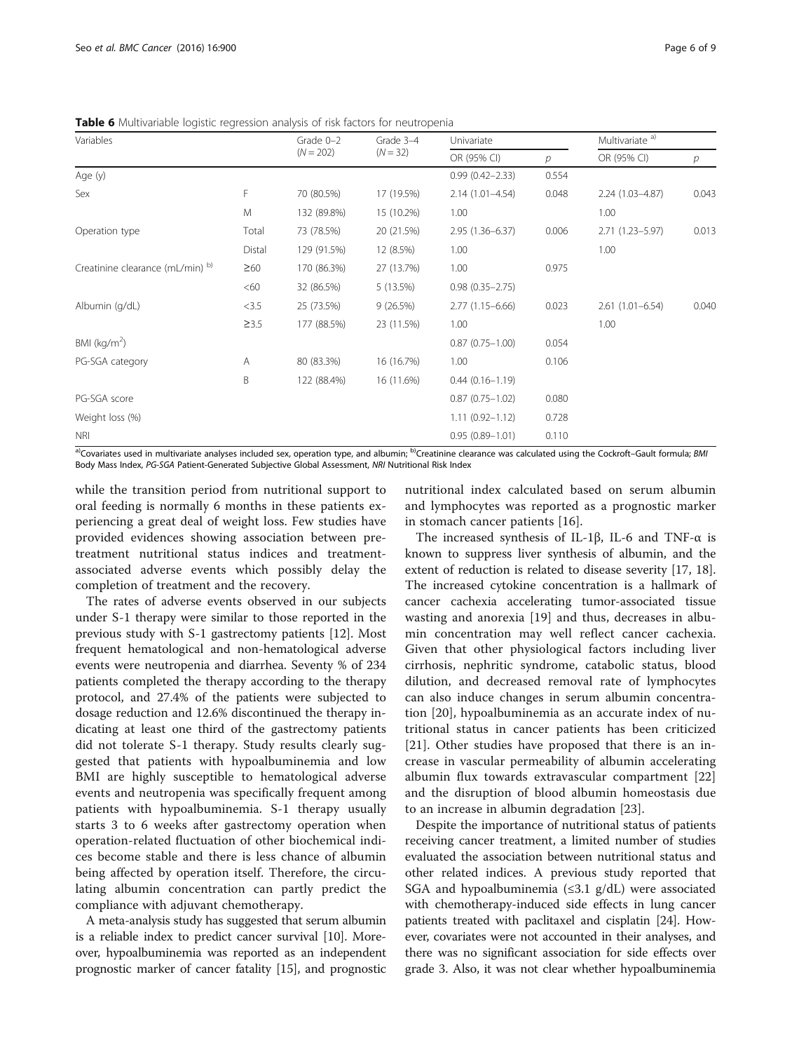**Table 6** Multivariable logistic regression analysis of risk factors for neutropenia

| Variables | | Grade 0–2 ($N = 202$) | Grade 3–4 ($N = 32$) | Univariate | | Multivariate [a] | |
|---|---|---|---|---|---|---|---|
| | | | | OR (95% CI) | *p* | OR (95% CI) | *p* |
| Age (y) | | | | 0.99 (0.42–2.33) | 0.554 | | |
| Sex | F | 70 (80.5%) | 17 (19.5%) | 2.14 (1.01–4.54) | 0.048 | 2.24 (1.03–4.87) | 0.043 |
| | M | 132 (89.8%) | 15 (10.2%) | 1.00 | | 1.00 | |
| Operation type | Total | 73 (78.5%) | 20 (21.5%) | 2.95 (1.36–6.37) | 0.006 | 2.71 (1.23–5.97) | 0.013 |
| | Distal | 129 (91.5%) | 12 (8.5%) | 1.00 | | 1.00 | |
| Creatinine clearance (mL/min) [b] | ≥60 | 170 (86.3%) | 27 (13.7%) | 1.00 | 0.975 | | |
| | <60 | 32 (86.5%) | 5 (13.5%) | 0.98 (0.35–2.75) | | | |
| Albumin (g/dL) | <3.5 | 25 (73.5%) | 9 (26.5%) | 2.77 (1.15–6.66) | 0.023 | 2.61 (1.01–6.54) | 0.040 |
| | ≥3.5 | 177 (88.5%) | 23 (11.5%) | 1.00 | | 1.00 | |
| BMI (kg/m$^2$) | | | | 0.87 (0.75–1.00) | 0.054 | | |
| PG-SGA category | A | 80 (83.3%) | 16 (16.7%) | 1.00 | 0.106 | | |
| | B | 122 (88.4%) | 16 (11.6%) | 0.44 (0.16–1.19) | | | |
| PG-SGA score | | | | 0.87 (0.75–1.02) | 0.080 | | |
| Weight loss (%) | | | | 1.11 (0.92–1.12) | 0.728 | | |
| NRI | | | | 0.95 (0.89–1.01) | 0.110 | | |

[a]Covariates used in multivariate analyses included sex, operation type, and albumin; [b]Creatinine clearance was calculated using the Cockroft–Gault formula; *BMI* Body Mass Index, *PG-SGA* Patient-Generated Subjective Global Assessment, *NRI* Nutritional Risk Index

while the transition period from nutritional support to oral feeding is normally 6 months in these patients experiencing a great deal of weight loss. Few studies have provided evidences showing association between pretreatment nutritional status indices and treatment-associated adverse events which possibly delay the completion of treatment and the recovery.

The rates of adverse events observed in our subjects under S-1 therapy were similar to those reported in the previous study with S-1 gastrectomy patients [12]. Most frequent hematological and non-hematological adverse events were neutropenia and diarrhea. Seventy % of 234 patients completed the therapy according to the therapy protocol, and 27.4% of the patients were subjected to dosage reduction and 12.6% discontinued the therapy indicating at least one third of the gastrectomy patients did not tolerate S-1 therapy. Study results clearly suggested that patients with hypoalbuminemia and low BMI are highly susceptible to hematological adverse events and neutropenia was specifically frequent among patients with hypoalbuminemia. S-1 therapy usually starts 3 to 6 weeks after gastrectomy operation when operation-related fluctuation of other biochemical indices become stable and there is less chance of albumin being affected by operation itself. Therefore, the circulating albumin concentration can partly predict the compliance with adjuvant chemotherapy.

A meta-analysis study has suggested that serum albumin is a reliable index to predict cancer survival [10]. Moreover, hypoalbuminemia was reported as an independent prognostic marker of cancer fatality [15], and prognostic nutritional index calculated based on serum albumin and lymphocytes was reported as a prognostic marker in stomach cancer patients [16].

The increased synthesis of IL-1β, IL-6 and TNF-α is known to suppress liver synthesis of albumin, and the extent of reduction is related to disease severity [17, 18]. The increased cytokine concentration is a hallmark of cancer cachexia accelerating tumor-associated tissue wasting and anorexia [19] and thus, decreases in albumin concentration may well reflect cancer cachexia. Given that other physiological factors including liver cirrhosis, nephritic syndrome, catabolic status, blood dilution, and decreased removal rate of lymphocytes can also induce changes in serum albumin concentration [20], hypoalbuminemia as an accurate index of nutritional status in cancer patients has been criticized [21]. Other studies have proposed that there is an increase in vascular permeability of albumin accelerating albumin flux towards extravascular compartment [22] and the disruption of blood albumin homeostasis due to an increase in albumin degradation [23].

Despite the importance of nutritional status of patients receiving cancer treatment, a limited number of studies evaluated the association between nutritional status and other related indices. A previous study reported that SGA and hypoalbuminemia (≤3.1 g/dL) were associated with chemotherapy-induced side effects in lung cancer patients treated with paclitaxel and cisplatin [24]. However, covariates were not accounted in their analyses, and there was no significant association for side effects over grade 3. Also, it was not clear whether hypoalbuminemia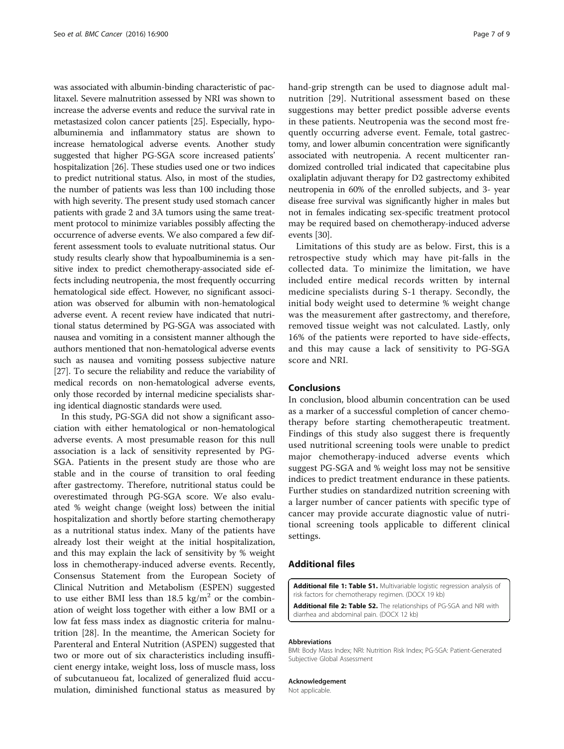was associated with albumin-binding characteristic of paclitaxel. Severe malnutrition assessed by NRI was shown to increase the adverse events and reduce the survival rate in metastasized colon cancer patients [25]. Especially, hypoalbuminemia and inflammatory status are shown to increase hematological adverse events. Another study suggested that higher PG-SGA score increased patients' hospitalization [26]. These studies used one or two indices to predict nutritional status. Also, in most of the studies, the number of patients was less than 100 including those with high severity. The present study used stomach cancer patients with grade 2 and 3A tumors using the same treatment protocol to minimize variables possibly affecting the occurrence of adverse events. We also compared a few different assessment tools to evaluate nutritional status. Our study results clearly show that hypoalbuminemia is a sensitive index to predict chemotherapy-associated side effects including neutropenia, the most frequently occurring hematological side effect. However, no significant association was observed for albumin with non-hematological adverse event. A recent review have indicated that nutritional status determined by PG-SGA was associated with nausea and vomiting in a consistent manner although the authors mentioned that non-hematological adverse events such as nausea and vomiting possess subjective nature [27]. To secure the reliability and reduce the variability of medical records on non-hematological adverse events, only those recorded by internal medicine specialists sharing identical diagnostic standards were used.

In this study, PG-SGA did not show a significant association with either hematological or non-hematological adverse events. A most presumable reason for this null association is a lack of sensitivity represented by PG-SGA. Patients in the present study are those who are stable and in the course of transition to oral feeding after gastrectomy. Therefore, nutritional status could be overestimated through PG-SGA score. We also evaluated % weight change (weight loss) between the initial hospitalization and shortly before starting chemotherapy as a nutritional status index. Many of the patients have already lost their weight at the initial hospitalization, and this may explain the lack of sensitivity by % weight loss in chemotherapy-induced adverse events. Recently, Consensus Statement from the European Society of Clinical Nutrition and Metabolism (ESPEN) suggested to use either BMI less than 18.5 $kg/m^2$ or the combination of weight loss together with either a low BMI or a low fat fess mass index as diagnostic criteria for malnutrition [28]. In the meantime, the American Society for Parenteral and Enteral Nutrition (ASPEN) suggested that two or more out of six characteristics including insufficient energy intake, weight loss, loss of muscle mass, loss of subcutanueou fat, localized of generalized fluid accumulation, diminished functional status as measured by hand-grip strength can be used to diagnose adult malnutrition [29]. Nutritional assessment based on these suggestions may better predict possible adverse events in these patients. Neutropenia was the second most frequently occurring adverse event. Female, total gastrectomy, and lower albumin concentration were significantly associated with neutropenia. A recent multicenter randomized controlled trial indicated that capecitabine plus oxaliplatin adjuvant therapy for D2 gastrectomy exhibited neutropenia in 60% of the enrolled subjects, and 3- year disease free survival was significantly higher in males but not in females indicating sex-specific treatment protocol may be required based on chemotherapy-induced adverse events [30].

Limitations of this study are as below. First, this is a retrospective study which may have pit-falls in the collected data. To minimize the limitation, we have included entire medical records written by internal medicine specialists during S-1 therapy. Secondly, the initial body weight used to determine % weight change was the measurement after gastrectomy, and therefore, removed tissue weight was not calculated. Lastly, only 16% of the patients were reported to have side-effects, and this may cause a lack of sensitivity to PG-SGA score and NRI.

## Conclusions

In conclusion, blood albumin concentration can be used as a marker of a successful completion of cancer chemotherapy before starting chemotherapeutic treatment. Findings of this study also suggest there is frequently used nutritional screening tools were unable to predict major chemotherapy-induced adverse events which suggest PG-SGA and % weight loss may not be sensitive indices to predict treatment endurance in these patients. Further studies on standardized nutrition screening with a larger number of cancer patients with specific type of cancer may provide accurate diagnostic value of nutritional screening tools applicable to different clinical settings.

## Additional files

**Additional file 1: Table S1.** Multivariable logistic regression analysis of risk factors for chemotherapy regimen. (DOCX 19 kb)

**Additional file 2: Table S2.** The relationships of PG-SGA and NRI with diarrhea and abdominal pain. (DOCX 12 kb)

#### Abbreviations

BMI: Body Mass Index; NRI: Nutrition Risk Index; PG-SGA: Patient-Generated Subjective Global Assessment

#### Acknowledgement

Not applicable.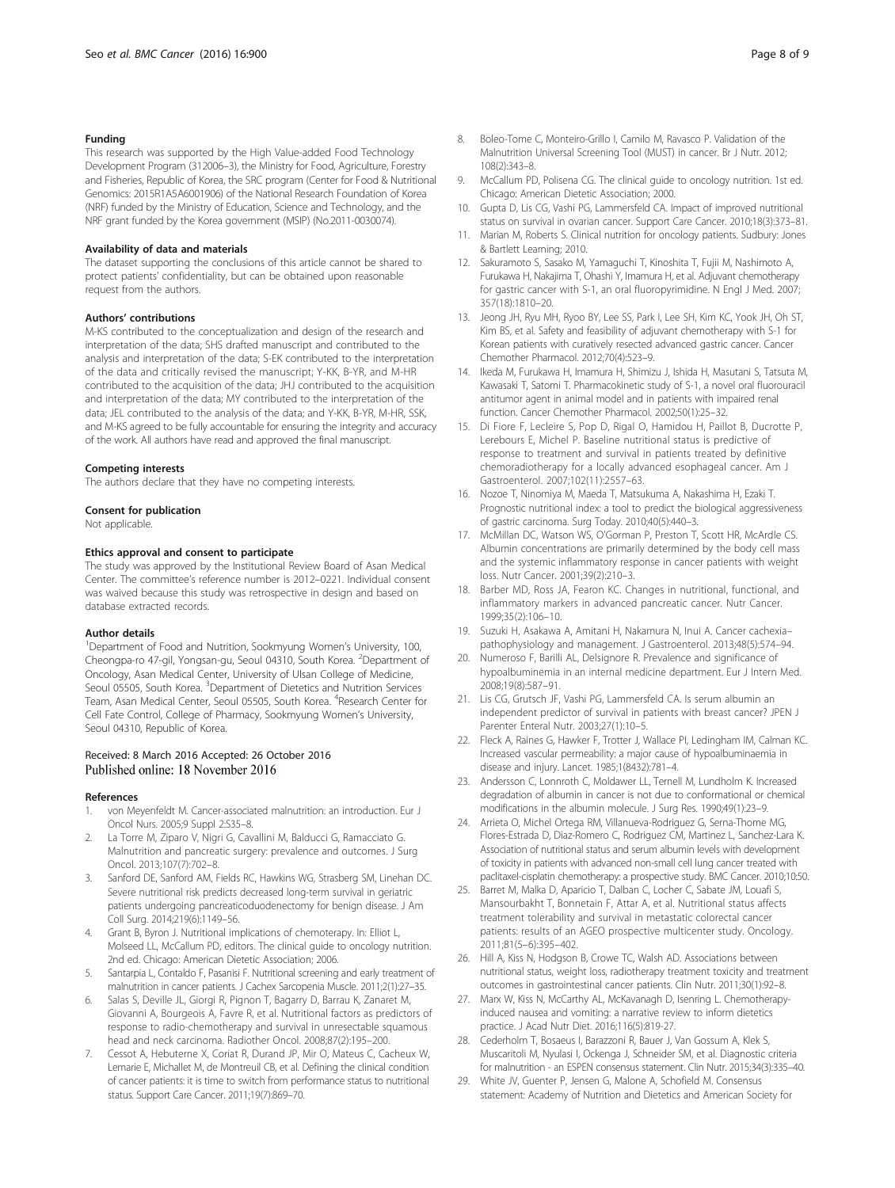### Funding

This research was supported by the High Value-added Food Technology Development Program (312006–3), the Ministry for Food, Agriculture, Forestry and Fisheries, Republic of Korea, the SRC program (Center for Food & Nutritional Genomics: 2015R1A5A6001906) of the National Research Foundation of Korea (NRF) funded by the Ministry of Education, Science and Technology, and the NRF grant funded by the Korea government (MSIP) (No.2011-0030074).

### Availability of data and materials

The dataset supporting the conclusions of this article cannot be shared to protect patients' confidentiality, but can be obtained upon reasonable request from the authors.

### Authors' contributions

M-KS contributed to the conceptualization and design of the research and interpretation of the data; SHS drafted manuscript and contributed to the analysis and interpretation of the data; S-EK contributed to the interpretation of the data and critically revised the manuscript; Y-KK, B-YR, and M-HR contributed to the acquisition of the data; JHJ contributed to the acquisition and interpretation of the data; MY contributed to the interpretation of the data; JEL contributed to the analysis of the data; and Y-KK, B-YR, M-HR, SSK, and M-KS agreed to be fully accountable for ensuring the integrity and accuracy of the work. All authors have read and approved the final manuscript.

### Competing interests

The authors declare that they have no competing interests.

### Consent for publication

Not applicable.

### Ethics approval and consent to participate

The study was approved by the Institutional Review Board of Asan Medical Center. The committee's reference number is 2012–0221. Individual consent was waived because this study was retrospective in design and based on database extracted records.

### Author details

[1]Department of Food and Nutrition, Sookmyung Women's University, 100, Cheongpa-ro 47-gil, Yongsan-gu, Seoul 04310, South Korea. [2]Department of Oncology, Asan Medical Center, University of Ulsan College of Medicine, Seoul 05505, South Korea. [3]Department of Dietetics and Nutrition Services Team, Asan Medical Center, Seoul 05505, South Korea. [4]Research Center for Cell Fate Control, College of Pharmacy, Sookmyung Women's University, Seoul 04310, Republic of Korea.

Received: 8 March 2016 Accepted: 26 October 2016
Published online: 18 November 2016

### References

1. von Meyenfeldt M. Cancer-associated malnutrition: an introduction. Eur J Oncol Nurs. 2005;9 Suppl 2:S35–8.
2. La Torre M, Ziparo V, Nigri G, Cavallini M, Balducci G, Ramacciato G. Malnutrition and pancreatic surgery: prevalence and outcomes. J Surg Oncol. 2013;107(7):702–8.
3. Sanford DE, Sanford AM, Fields RC, Hawkins WG, Strasberg SM, Linehan DC. Severe nutritional risk predicts decreased long-term survival in geriatric patients undergoing pancreaticoduodenectomy for benign disease. J Am Coll Surg. 2014;219(6):1149–56.
4. Grant B, Byron J. Nutritional implications of chemotherapy. In: Elliot L, Molseed LL, McCallum PD, editors. The clinical guide to oncology nutrition. 2nd ed. Chicago: American Dietetic Association; 2006.
5. Santarpia L, Contaldo F, Pasanisi F. Nutritional screening and early treatment of malnutrition in cancer patients. J Cachex Sarcopenia Muscle. 2011;2(1):27–35.
6. Salas S, Deville JL, Giorgi R, Pignon T, Bagarry D, Barrau K, Zanaret M, Giovanni A, Bourgeois A, Favre R, et al. Nutritional factors as predictors of response to radio-chemotherapy and survival in unresectable squamous head and neck carcinoma. Radiother Oncol. 2008;87(2):195–200.
7. Cessot A, Hebuterne X, Coriat R, Durand JP, Mir O, Mateus C, Cacheux W, Lemarie E, Michallet M, de Montreuil CB, et al. Defining the clinical condition of cancer patients: it is time to switch from performance status to nutritional status. Support Care Cancer. 2011;19(7):869–70.
8. Boleo-Tome C, Monteiro-Grillo I, Camilo M, Ravasco P. Validation of the Malnutrition Universal Screening Tool (MUST) in cancer. Br J Nutr. 2012; 108(2):343–8.
9. McCallum PD, Polisena CG. The clinical guide to oncology nutrition. 1st ed. Chicago: American Dietetic Association; 2000.
10. Gupta D, Lis CG, Vashi PG, Lammersfeld CA. Impact of improved nutritional status on survival in ovarian cancer. Support Care Cancer. 2010;18(3):373–81.
11. Marian M, Roberts S. Clinical nutrition for oncology patients. Sudbury: Jones & Bartlett Learning; 2010.
12. Sakuramoto S, Sasako M, Yamaguchi T, Kinoshita T, Fujii M, Nashimoto A, Furukawa H, Nakajima T, Ohashi Y, Imamura H, et al. Adjuvant chemotherapy for gastric cancer with S-1, an oral fluoropyrimidine. N Engl J Med. 2007; 357(18):1810–20.
13. Jeong JH, Ryu MH, Ryoo BY, Lee SS, Park I, Lee SH, Kim KC, Yook JH, Oh ST, Kim BS, et al. Safety and feasibility of adjuvant chemotherapy with S-1 for Korean patients with curatively resected advanced gastric cancer. Cancer Chemother Pharmacol. 2012;70(4):523–9.
14. Ikeda M, Furukawa H, Imamura H, Shimizu J, Ishida H, Masutani S, Tatsuta M, Kawasaki T, Satomi T. Pharmacokinetic study of S-1, a novel oral fluorouracil antitumor agent in animal model and in patients with impaired renal function. Cancer Chemother Pharmacol. 2002;50(1):25–32.
15. Di Fiore F, Lecleire S, Pop D, Rigal O, Hamidou H, Paillot B, Ducrotte P, Lerebours E, Michel P. Baseline nutritional status is predictive of response to treatment and survival in patients treated by definitive chemoradiotherapy for a locally advanced esophageal cancer. Am J Gastroenterol. 2007;102(11):2557–63.
16. Nozoe T, Ninomiya M, Maeda T, Matsukuma A, Nakashima H, Ezaki T. Prognostic nutritional index: a tool to predict the biological aggressiveness of gastric carcinoma. Surg Today. 2010;40(5):440–3.
17. McMillan DC, Watson WS, O'Gorman P, Preston T, Scott HR, McArdle CS. Albumin concentrations are primarily determined by the body cell mass and the systemic inflammatory response in cancer patients with weight loss. Nutr Cancer. 2001;39(2):210–3.
18. Barber MD, Ross JA, Fearon KC. Changes in nutritional, functional, and inflammatory markers in advanced pancreatic cancer. Nutr Cancer. 1999;35(2):106–10.
19. Suzuki H, Asakawa A, Amitani H, Nakamura N, Inui A. Cancer cachexia–pathophysiology and management. J Gastroenterol. 2013;48(5):574–94.
20. Numeroso F, Barilli AL, Delsignore R. Prevalence and significance of hypoalbuminemia in an internal medicine department. Eur J Intern Med. 2008;19(8):587–91.
21. Lis CG, Grutsch JF, Vashi PG, Lammersfeld CA. Is serum albumin an independent predictor of survival in patients with breast cancer? JPEN J Parenter Enteral Nutr. 2003;27(1):10–5.
22. Fleck A, Raines G, Hawker F, Trotter J, Wallace PI, Ledingham IM, Calman KC. Increased vascular permeability: a major cause of hypoalbuminaemia in disease and injury. Lancet. 1985;1(8432):781–4.
23. Andersson C, Lonnroth C, Moldawer LL, Ternell M, Lundholm K. Increased degradation of albumin in cancer is not due to conformational or chemical modifications in the albumin molecule. J Surg Res. 1990;49(1):23–9.
24. Arrieta O, Michel Ortega RM, Villanueva-Rodriguez G, Serna-Thome MG, Flores-Estrada D, Diaz-Romero C, Rodriguez CM, Martinez L, Sanchez-Lara K. Association of nutritional status and serum albumin levels with development of toxicity in patients with advanced non-small cell lung cancer treated with paclitaxel-cisplatin chemotherapy: a prospective study. BMC Cancer. 2010;10:50.
25. Barret M, Malka D, Aparicio T, Dalban C, Locher C, Sabate JM, Louafi S, Mansourbakht T, Bonnetain F, Attar A, et al. Nutritional status affects treatment tolerability and survival in metastatic colorectal cancer patients: results of an AGEO prospective multicenter study. Oncology. 2011;81(5–6):395–402.
26. Hill A, Kiss N, Hodgson B, Crowe TC, Walsh AD. Associations between nutritional status, weight loss, radiotherapy treatment toxicity and treatment outcomes in gastrointestinal cancer patients. Clin Nutr. 2011;30(1):92–8.
27. Marx W, Kiss N, McCarthy AL, McKavanagh D, Isenring L. Chemotherapy-induced nausea and vomiting: a narrative review to inform dietetics practice. J Acad Nutr Diet. 2016;116(5):819-27.
28. Cederholm T, Bosaeus I, Barazzoni R, Bauer J, Van Gossum A, Klek S, Muscaritoli M, Nyulasi I, Ockenga J, Schneider SM, et al. Diagnostic criteria for malnutrition - an ESPEN consensus statement. Clin Nutr. 2015;34(3):335–40.
29. White JV, Guenter P, Jensen G, Malone A, Schofield M. Consensus statement: Academy of Nutrition and Dietetics and American Society for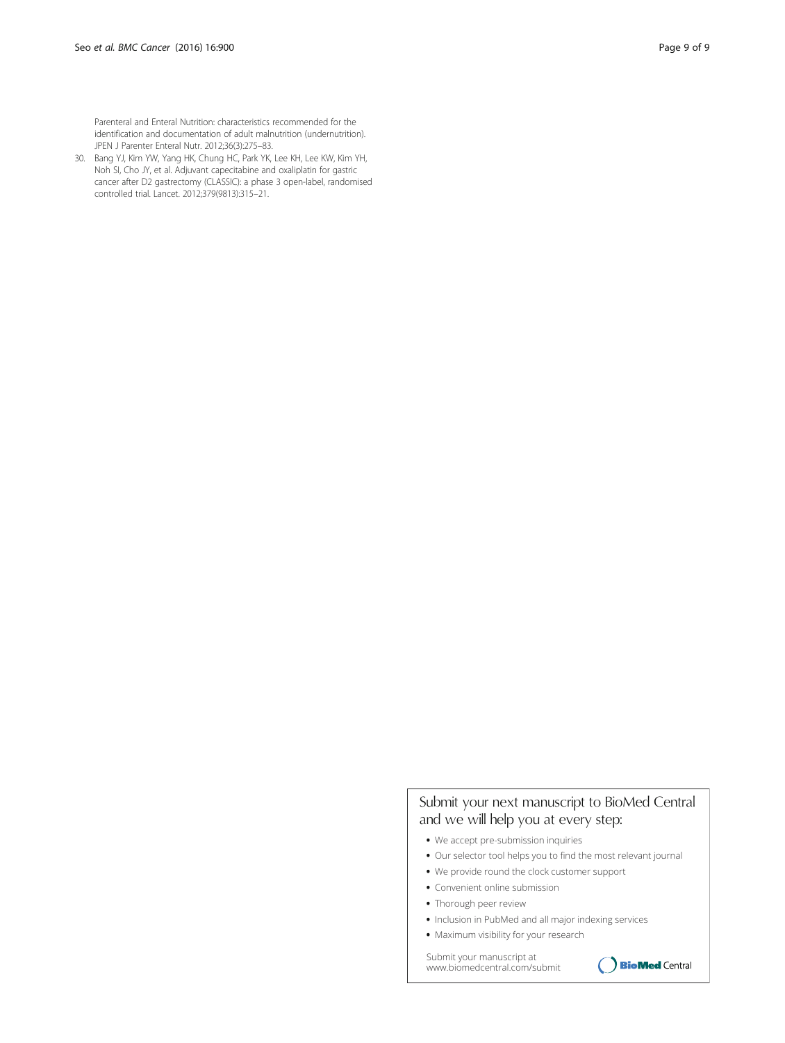Parenteral and Enteral Nutrition: characteristics recommended for the identification and documentation of adult malnutrition (undernutrition). JPEN J Parenter Enteral Nutr. 2012;36(3):275–83.

30. Bang YJ, Kim YW, Yang HK, Chung HC, Park YK, Lee KH, Lee KW, Kim YH, Noh SI, Cho JY, et al. Adjuvant capecitabine and oxaliplatin for gastric cancer after D2 gastrectomy (CLASSIC): a phase 3 open-label, randomised controlled trial. Lancet. 2012;379(9813):315–21.

Submit your next manuscript to BioMed Central and we will help you at every step:

- We accept pre-submission inquiries
- Our selector tool helps you to find the most relevant journal
- We provide round the clock customer support
- Convenient online submission
- Thorough peer review
- Inclusion in PubMed and all major indexing services
- Maximum visibility for your research

Submit your manuscript at
www.biomedcentral.com/submit

BioMed Central